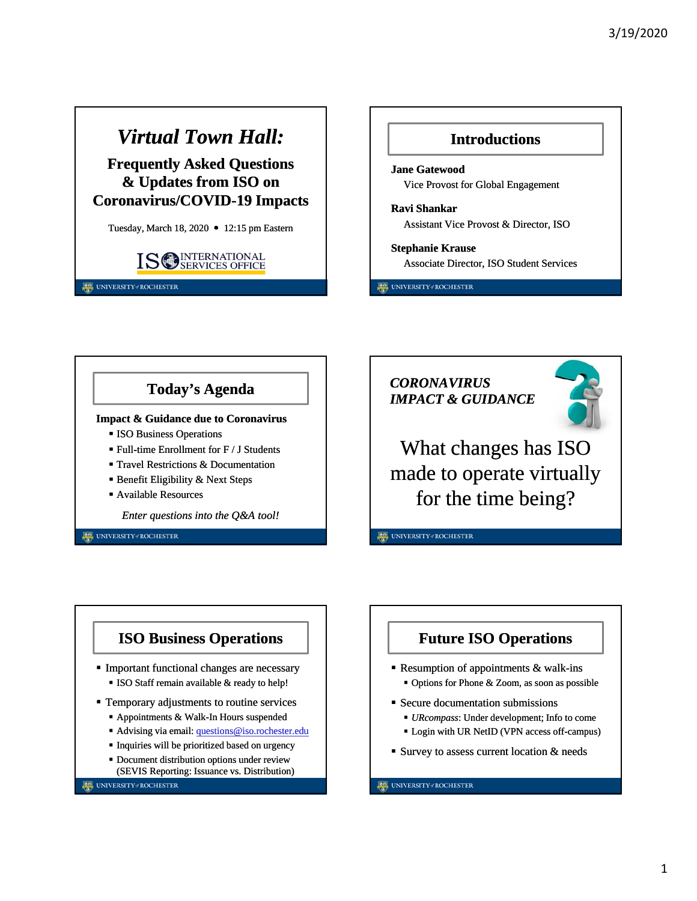# Virtual Town Hall:

## Frequently Asked Questions & Updates from ISO on Coronavirus/COVID-19 Impacts

Tuesday, March 18, 2020 • 12:15 pm Eastern

ISO INTERNATIONAL SERVICES OFFICE

## Introductions

**Jane Gatewood**
Vice Provost for Global Engagement

**Ravi Shankar**
Assistant Vice Provost & Director, ISO

**Stephanie Krause**
Associate Director, ISO Student Services

## Today's Agenda

**Impact & Guidance due to Coronavirus**

- ISO Business Operations
- Full-time Enrollment for F / J Students
- Travel Restrictions & Documentation
- Benefit Eligibility & Next Steps
- Available Resources

*Enter questions into the Q&A tool!*

## *CORONAVIRUS IMPACT & GUIDANCE*

What changes has ISO made to operate virtually for the time being?

## ISO Business Operations

- Important functional changes are necessary
  - ISO Staff remain available & ready to help!
- Temporary adjustments to routine services
  - Appointments & Walk-In Hours suspended
  - Advising via email: questions@iso.rochester.edu
  - Inquiries will be prioritized based on urgency
  - Document distribution options under review (SEVIS Reporting: Issuance vs. Distribution)

## Future ISO Operations

- Resumption of appointments & walk-ins
  - Options for Phone & Zoom, as soon as possible
- Secure documentation submissions
  - *URcompass*: Under development; Info to come
  - Login with UR NetID (VPN access off-campus)
- Survey to assess current location & needs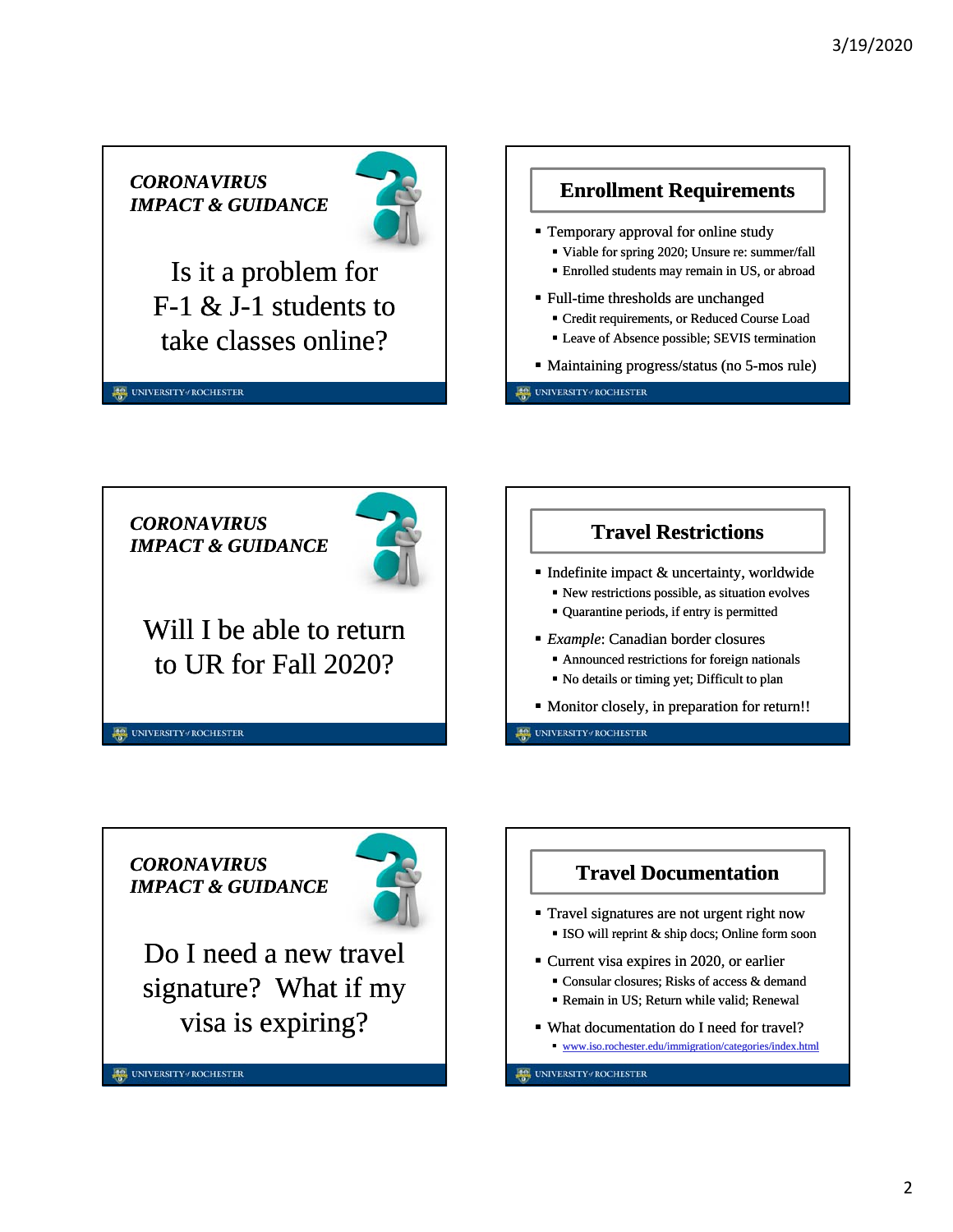## CORONAVIRUS IMPACT & GUIDANCE

Is it a problem for F-1 & J-1 students to take classes online?

## Enrollment Requirements

- Temporary approval for online study
  - Viable for spring 2020; Unsure re: summer/fall
  - Enrolled students may remain in US, or abroad
- Full-time thresholds are unchanged
  - Credit requirements, or Reduced Course Load
  - Leave of Absence possible; SEVIS termination
- Maintaining progress/status (no 5-mos rule)

## CORONAVIRUS IMPACT & GUIDANCE

Will I be able to return to UR for Fall 2020?

## Travel Restrictions

- Indefinite impact & uncertainty, worldwide
  - New restrictions possible, as situation evolves
  - Quarantine periods, if entry is permitted
- *Example*: Canadian border closures
  - Announced restrictions for foreign nationals
  - No details or timing yet; Difficult to plan
- Monitor closely, in preparation for return!!

## CORONAVIRUS IMPACT & GUIDANCE

Do I need a new travel signature? What if my visa is expiring?

## Travel Documentation

- Travel signatures are not urgent right now
  - ISO will reprint & ship docs; Online form soon
- Current visa expires in 2020, or earlier
  - Consular closures; Risks of access & demand
  - Remain in US; Return while valid; Renewal
- What documentation do I need for travel?
  - www.iso.rochester.edu/immigration/categories/index.html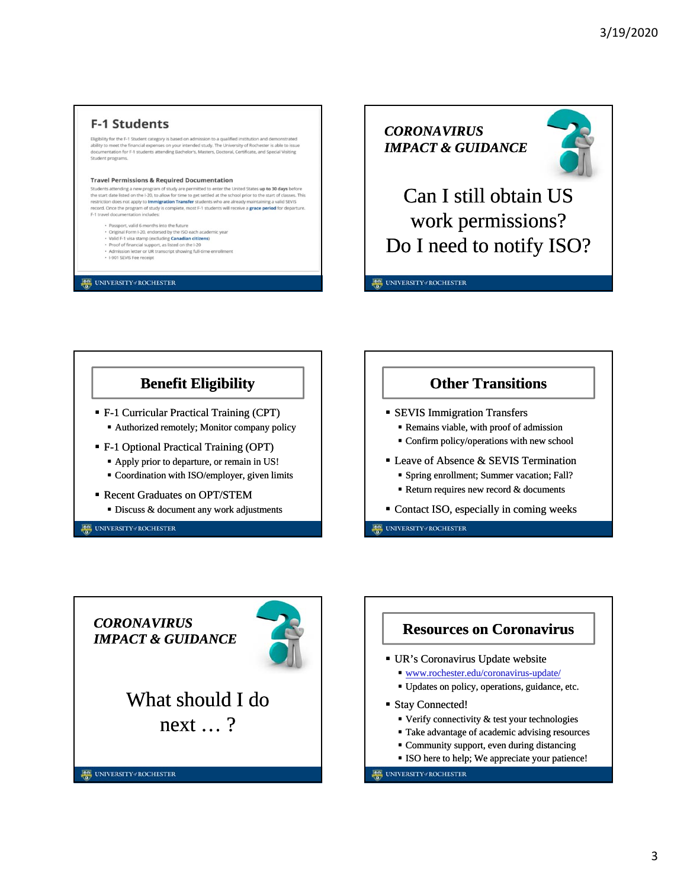## F-1 Students

Eligibility for the F-1 Student category is based on admission to a qualified institution and demonstrated ability to meet the financial expenses on your intended study. The University of Rochester is able to issue documentation for F-1 students attending Bachelor's, Masters, Doctoral, Certificate, and Special Visiting Student programs.

### Travel Permissions & Required Documentation

Students attending a new program of study are permitted to enter the United States **up to 30 days** before the start date listed on the I-20, to allow for time to get settled at the school prior to the start of classes. This restriction does not apply to **Immigration Transfer** students who are already maintaining a valid SEVIS record. Once the program of study is complete, most F-1 students will receive a **grace period** for departure. F-1 travel documentation includes:

- Passport, valid 6 months into the future
- Original Form I-20, endorsed by the ISO each academic year
- Valid F-1 visa stamp (excluding **Canadian citizens**)
- Proof of financial support, as listed on the I-20
- Admission letter or UR transcript showing full-time enrollment
- I-901 SEVIS Fee receipt

---

***CORONAVIRUS IMPACT & GUIDANCE***

Can I still obtain US work permissions? Do I need to notify ISO?

---

## Benefit Eligibility

- F-1 Curricular Practical Training (CPT)
  - Authorized remotely; Monitor company policy
- F-1 Optional Practical Training (OPT)
  - Apply prior to departure, or remain in US!
  - Coordination with ISO/employer, given limits
- Recent Graduates on OPT/STEM
  - Discuss & document any work adjustments

---

## Other Transitions

- SEVIS Immigration Transfers
  - Remains viable, with proof of admission
  - Confirm policy/operations with new school
- Leave of Absence & SEVIS Termination
  - Spring enrollment; Summer vacation; Fall?
  - Return requires new record & documents
- Contact ISO, especially in coming weeks

---

***CORONAVIRUS IMPACT & GUIDANCE***

What should I do next … ?

---

## Resources on Coronavirus

- UR's Coronavirus Update website
  - www.rochester.edu/coronavirus-update/
  - Updates on policy, operations, guidance, etc.
- Stay Connected!
  - Verify connectivity & test your technologies
  - Take advantage of academic advising resources
  - Community support, even during distancing
  - ISO here to help; We appreciate your patience!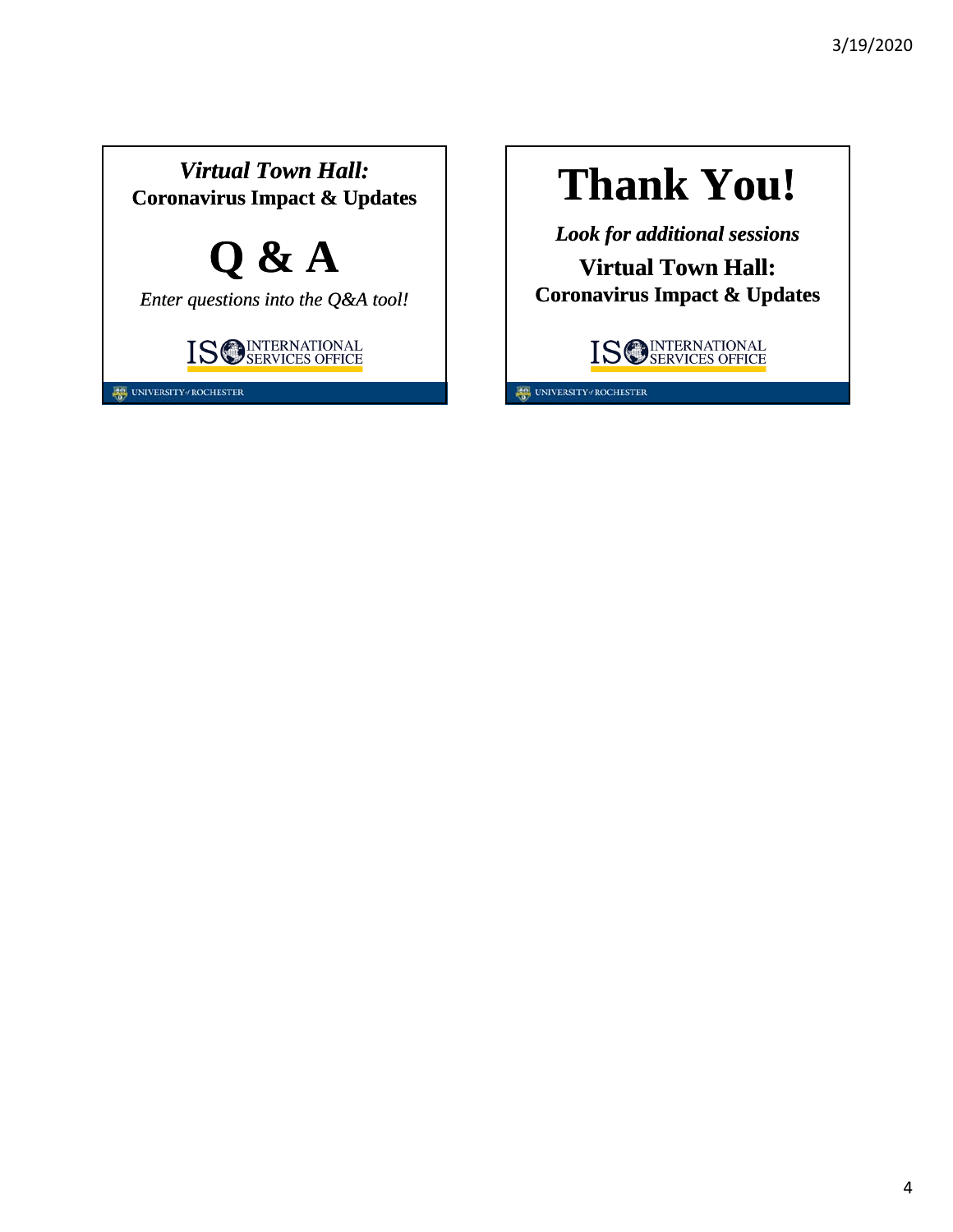*Virtual Town Hall:*

**Coronavirus Impact & Updates**

# Q & A

*Enter questions into the Q&A tool!*

ISO INTERNATIONAL SERVICES OFFICE

UNIVERSITY of ROCHESTER

# Thank You!

*Look for additional sessions*

**Virtual Town Hall:**

**Coronavirus Impact & Updates**

ISO INTERNATIONAL SERVICES OFFICE

UNIVERSITY of ROCHESTER